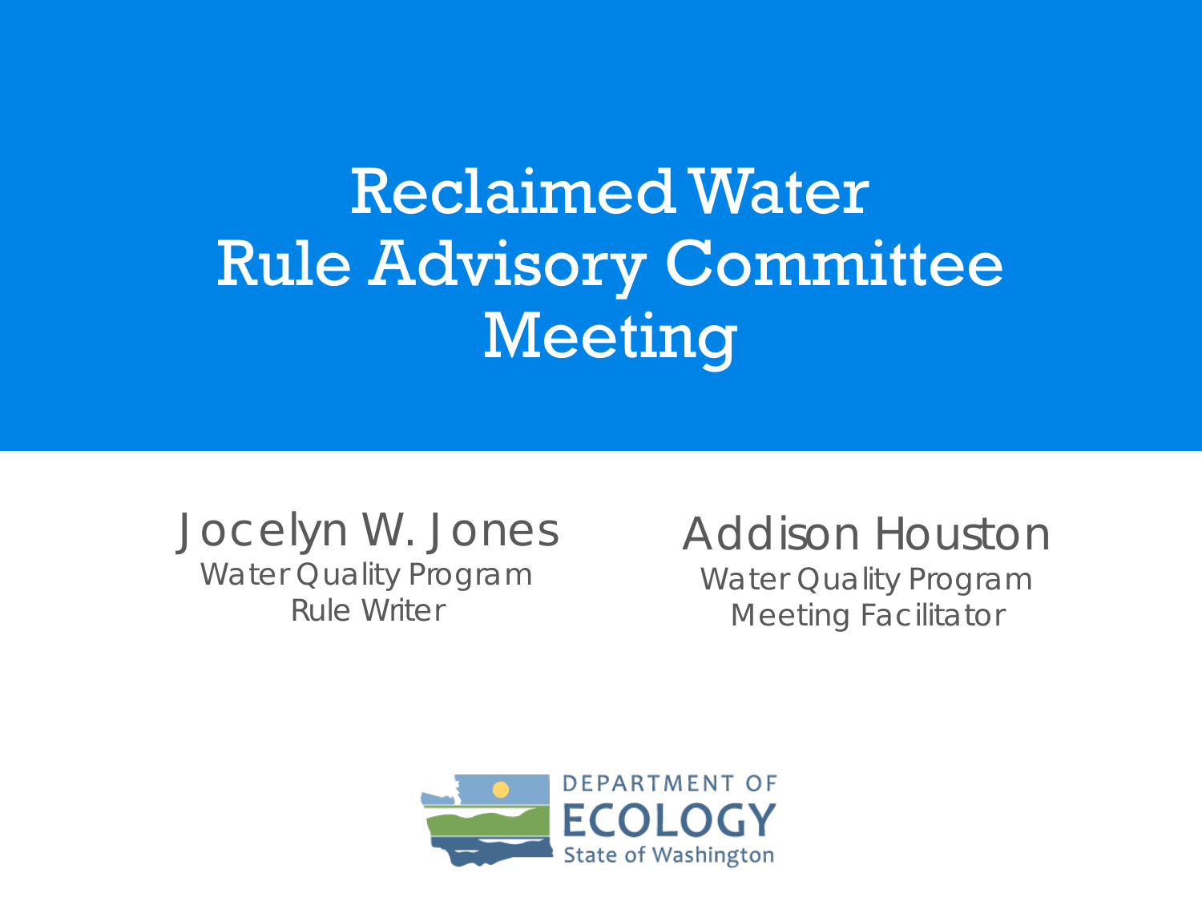# Reclaimed Water Rule Advisory Committee Meeting

Jocelyn W. Jones
Water Quality Program
Rule Writer

Addison Houston
Water Quality Program
Meeting Facilitator

DEPARTMENT OF ECOLOGY
State of Washington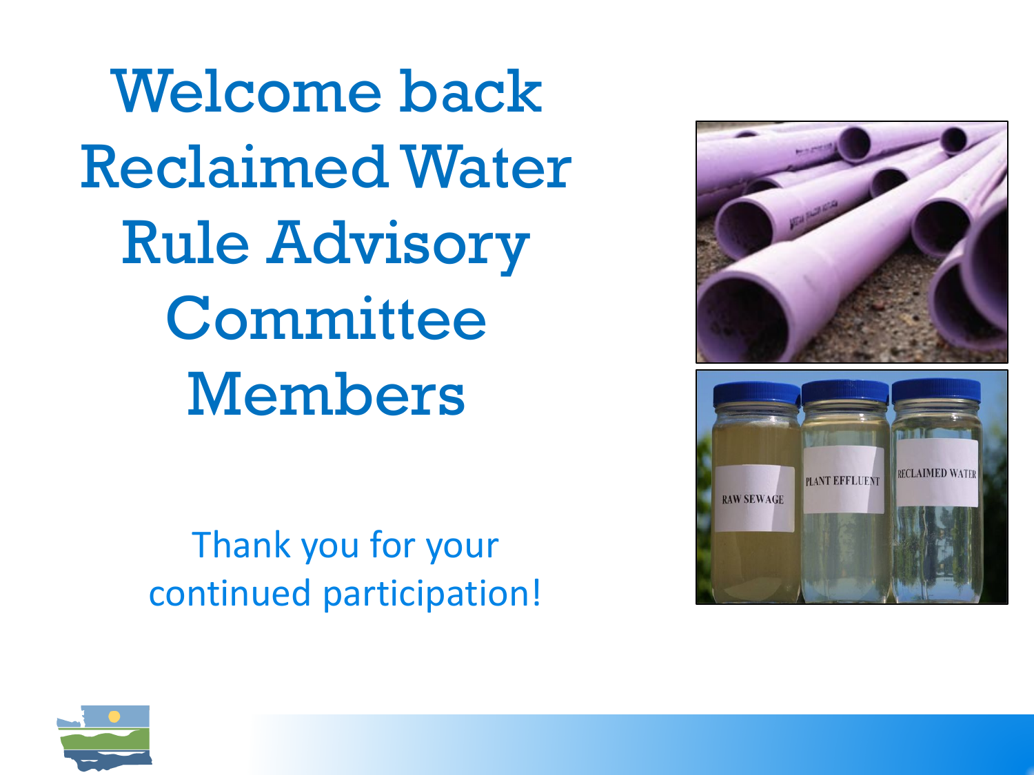# Welcome back Reclaimed Water Rule Advisory Committee Members

Thank you for your continued participation!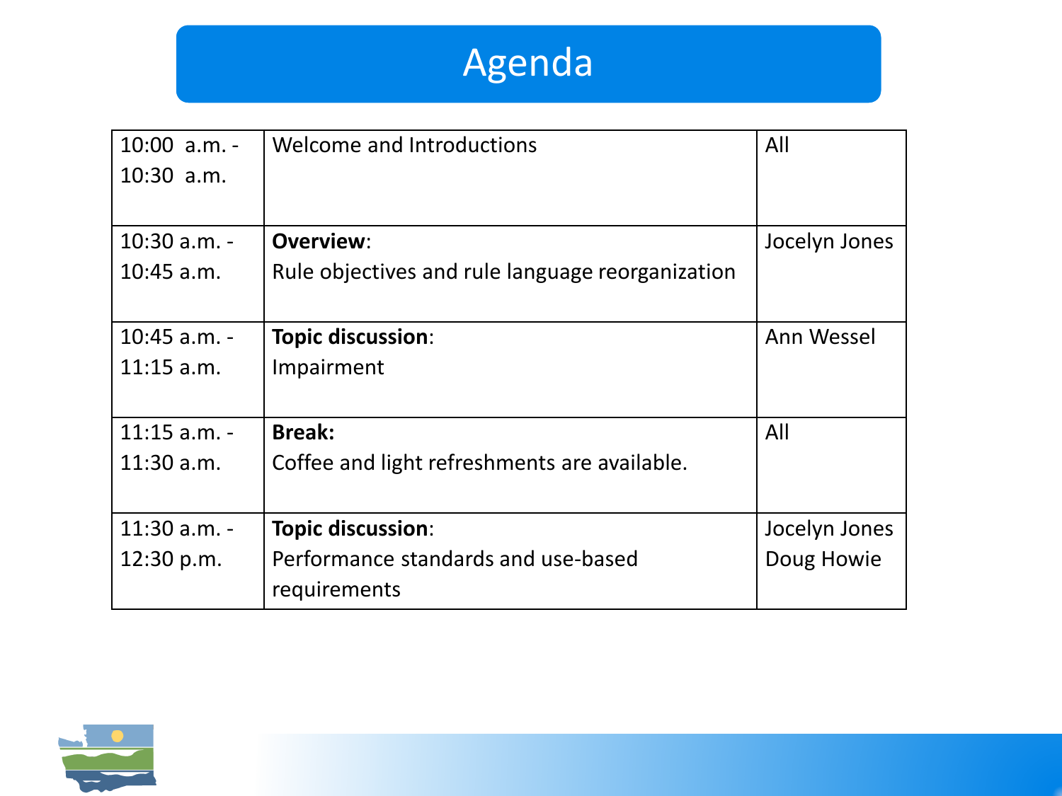# Agenda

| Time | Item | Presenter |
|---|---|---|
| 10:00 a.m. - 10:30 a.m. | Welcome and Introductions | All |
| 10:30 a.m. - 10:45 a.m. | **Overview**: Rule objectives and rule language reorganization | Jocelyn Jones |
| 10:45 a.m. - 11:15 a.m. | **Topic discussion**: Impairment | Ann Wessel |
| 11:15 a.m. - 11:30 a.m. | **Break:** Coffee and light refreshments are available. | All |
| 11:30 a.m. - 12:30 p.m. | **Topic discussion**: Performance standards and use-based requirements | Jocelyn Jones, Doug Howie |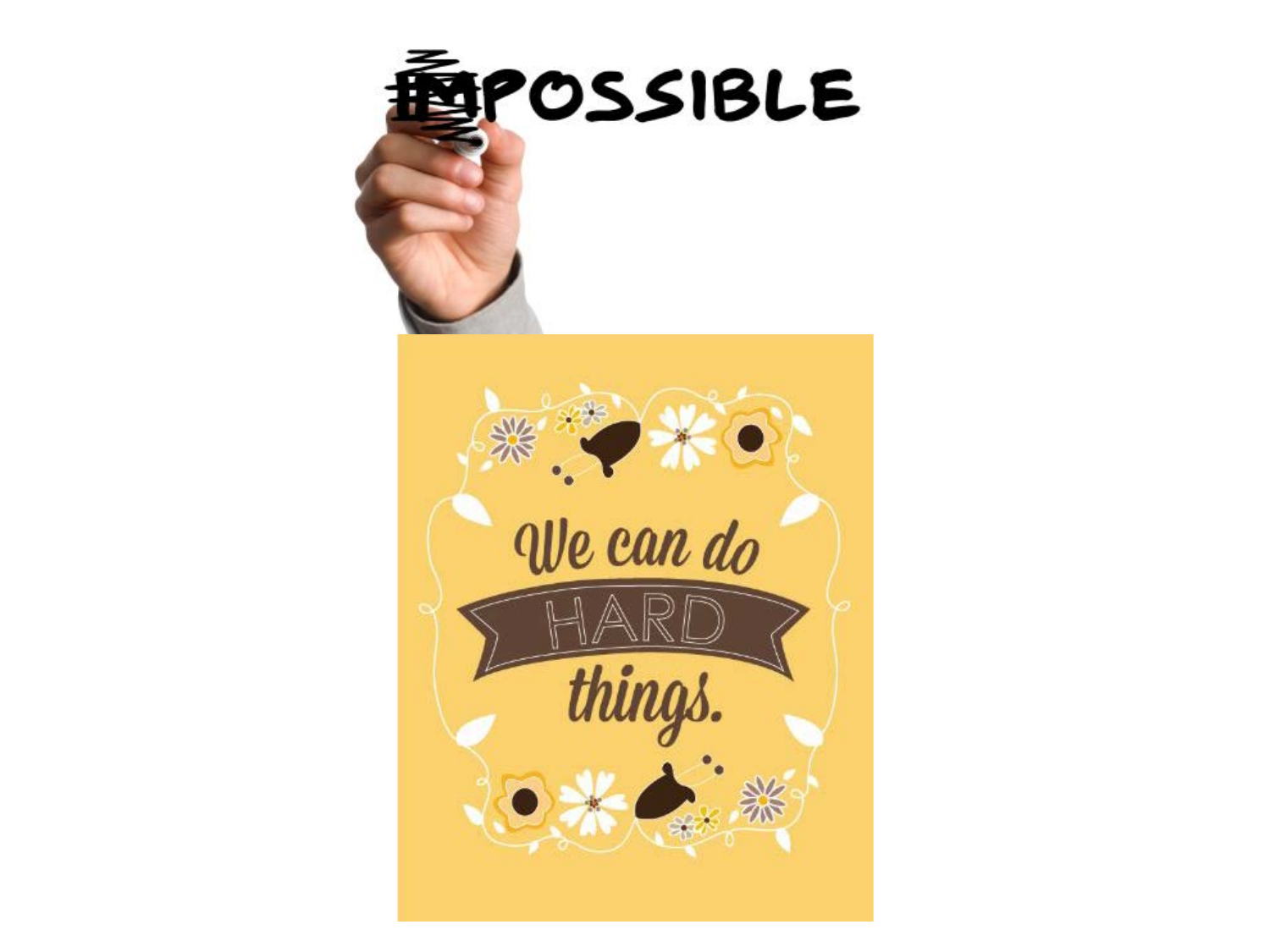~~IM~~POSSIBLE

We can do HARD things.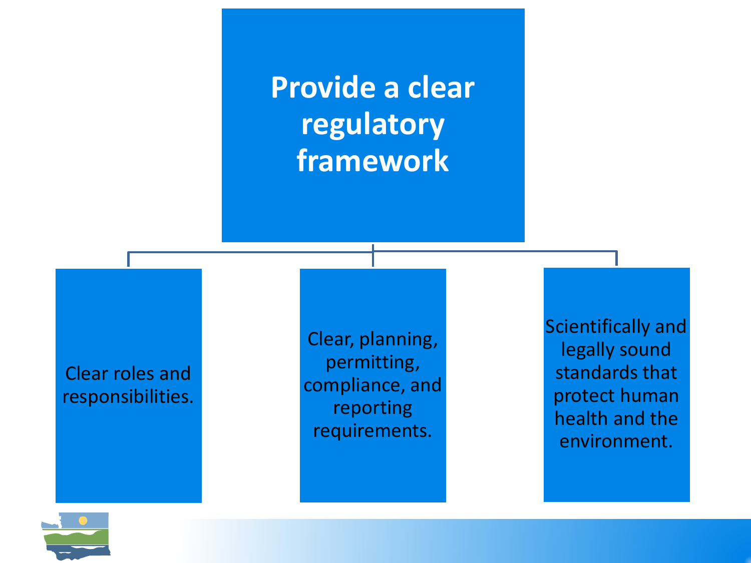# Provide a clear regulatory framework

- Clear roles and responsibilities.
- Clear, planning, permitting, compliance, and reporting requirements.
- Scientifically and legally sound standards that protect human health and the environment.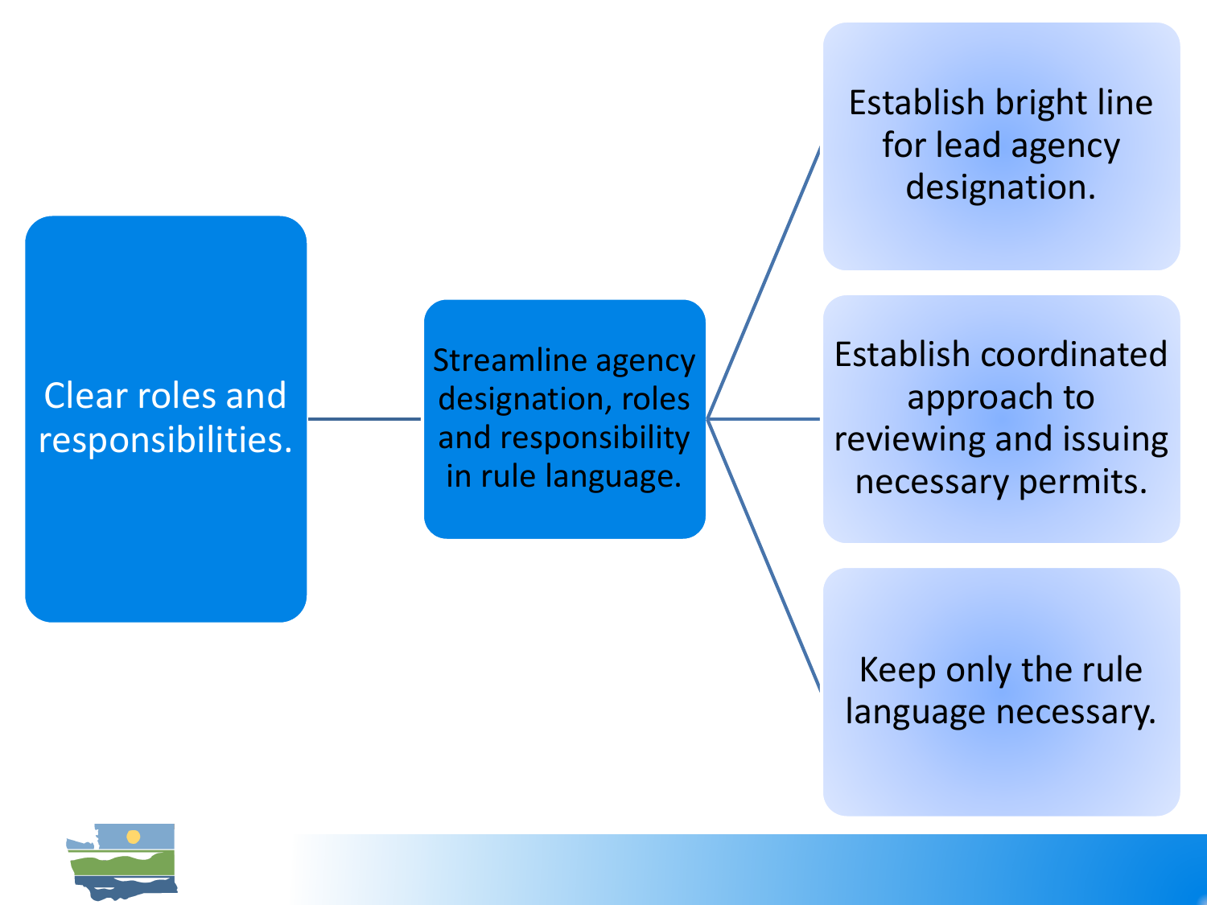Clear roles and responsibilities.

Streamline agency designation, roles and responsibility in rule language.

- Establish bright line for lead agency designation.
- Establish coordinated approach to reviewing and issuing necessary permits.
- Keep only the rule language necessary.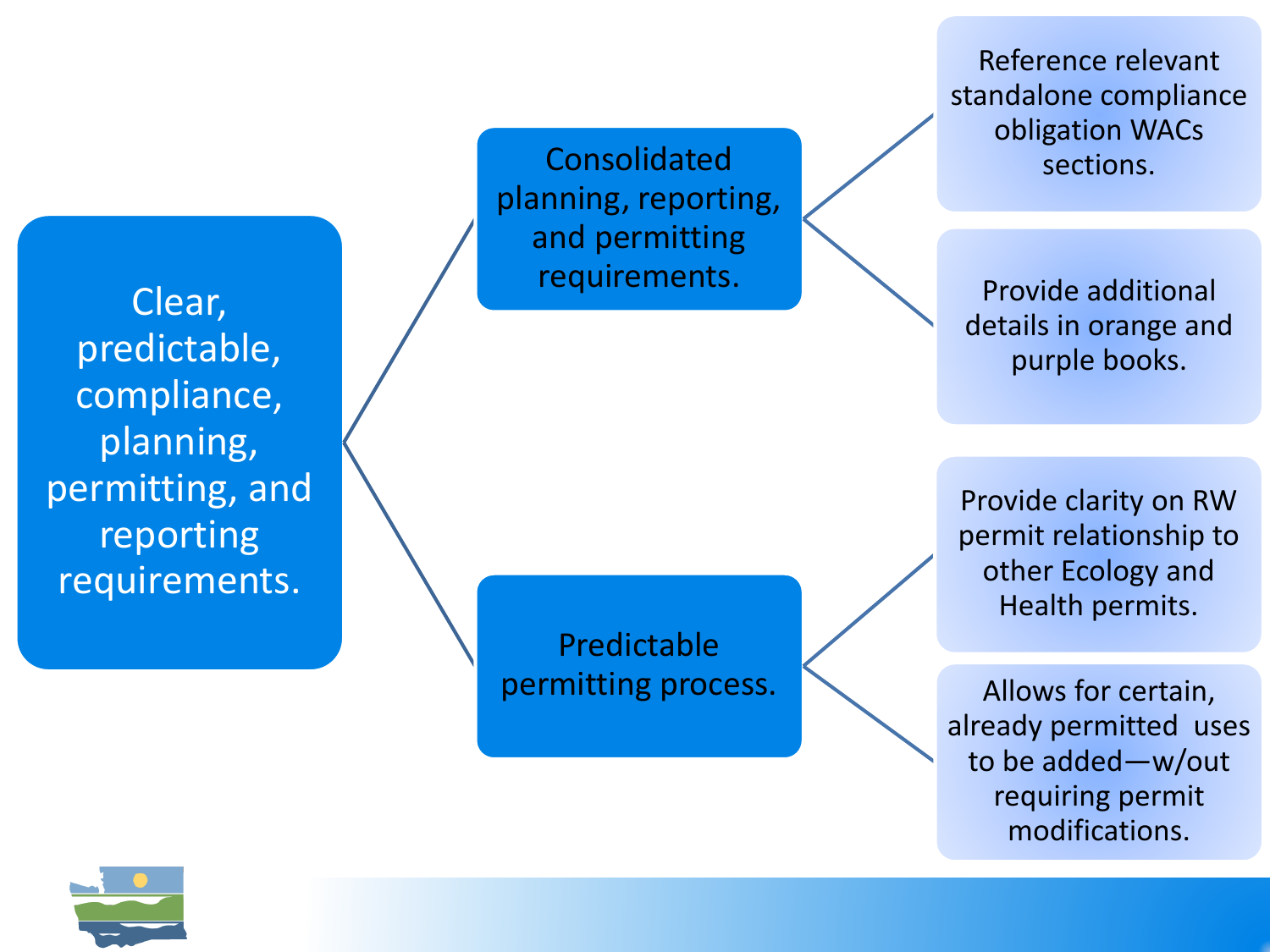- Clear, predictable, compliance, planning, permitting, and reporting requirements.
  - Consolidated planning, reporting, and permitting requirements.
    - Reference relevant standalone compliance obligation WACs sections.
    - Provide additional details in orange and purple books.
  - Predictable permitting process.
    - Provide clarity on RW permit relationship to other Ecology and Health permits.
    - Allows for certain, already permitted uses to be added—w/out requiring permit modifications.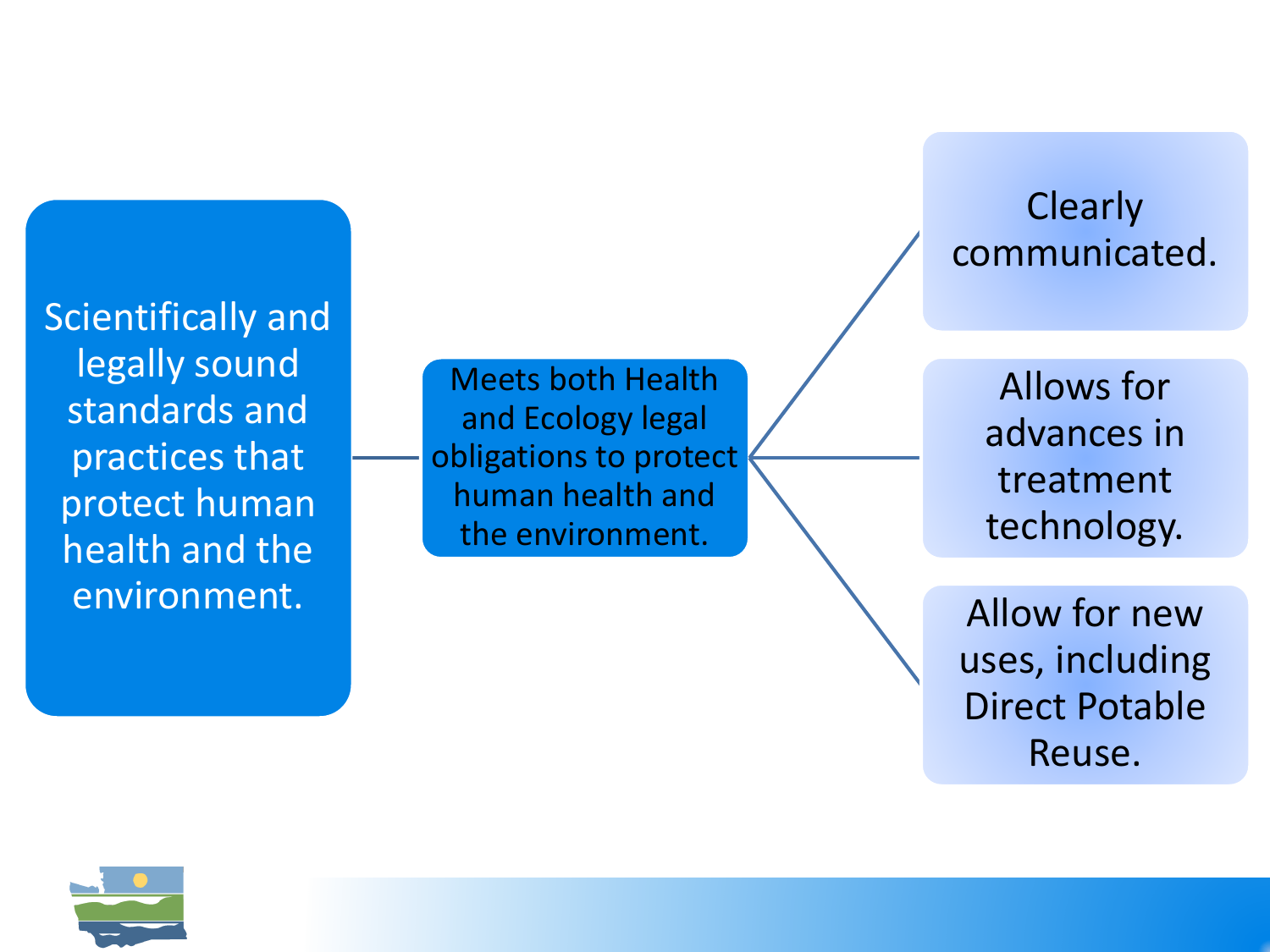Scientifically and legally sound standards and practices that protect human health and the environment.

Meets both Health and Ecology legal obligations to protect human health and the environment.

- Clearly communicated.
- Allows for advances in treatment technology.
- Allow for new uses, including Direct Potable Reuse.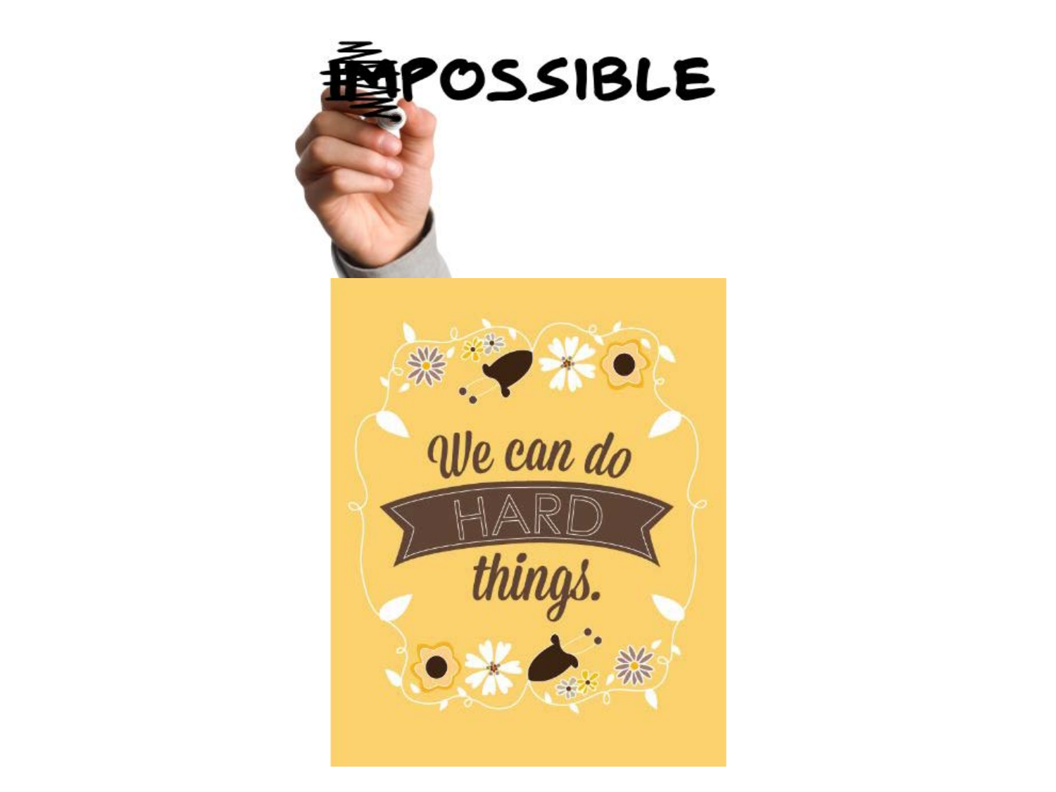~~IM~~POSSIBLE

We can do

HARD

things.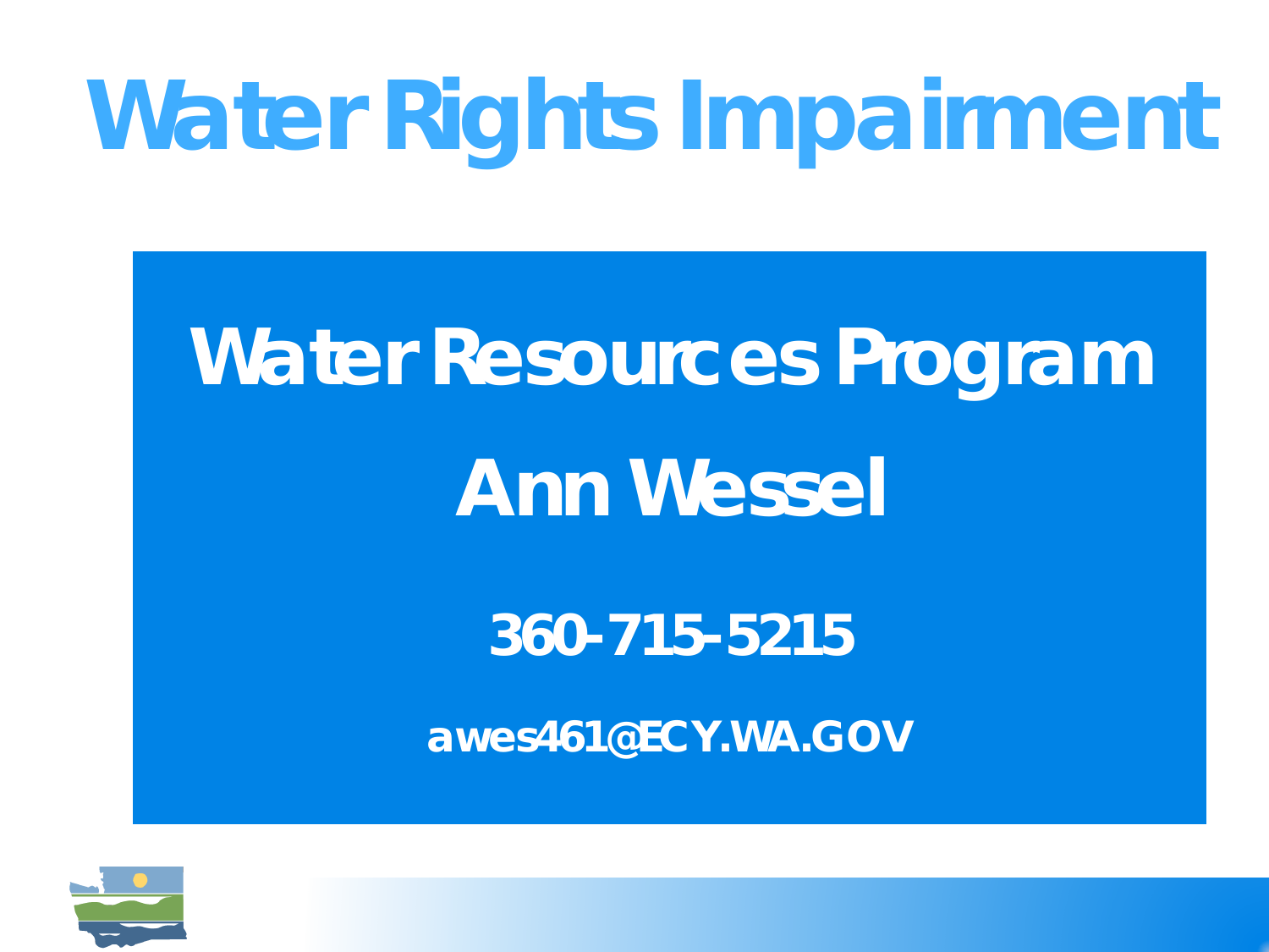# Water Rights Impairment

**Water Resources Program**

**Ann Wessel**

**360-715-5215**

**awes461@ECY.WA.GOV**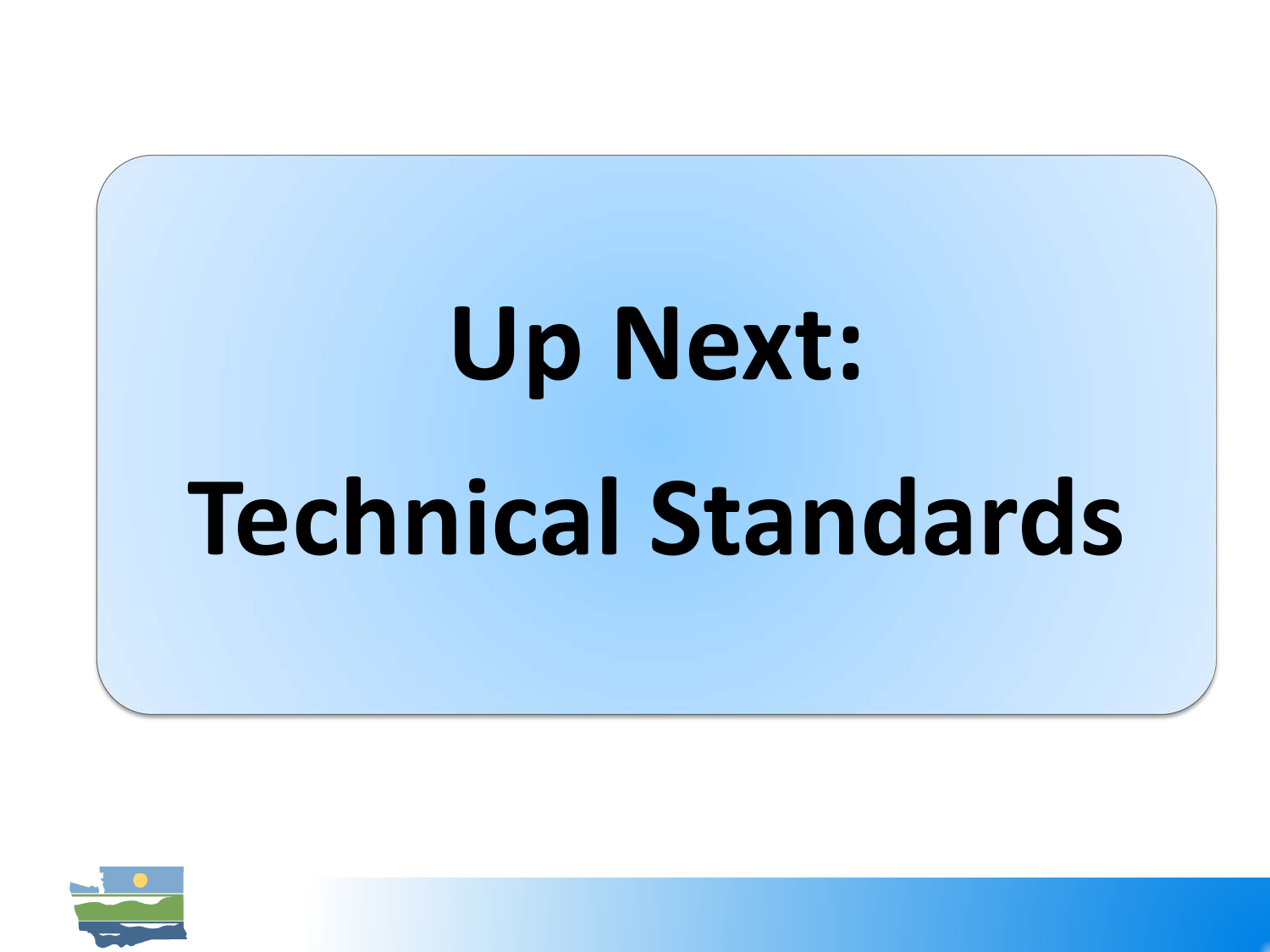# Up Next:

# Technical Standards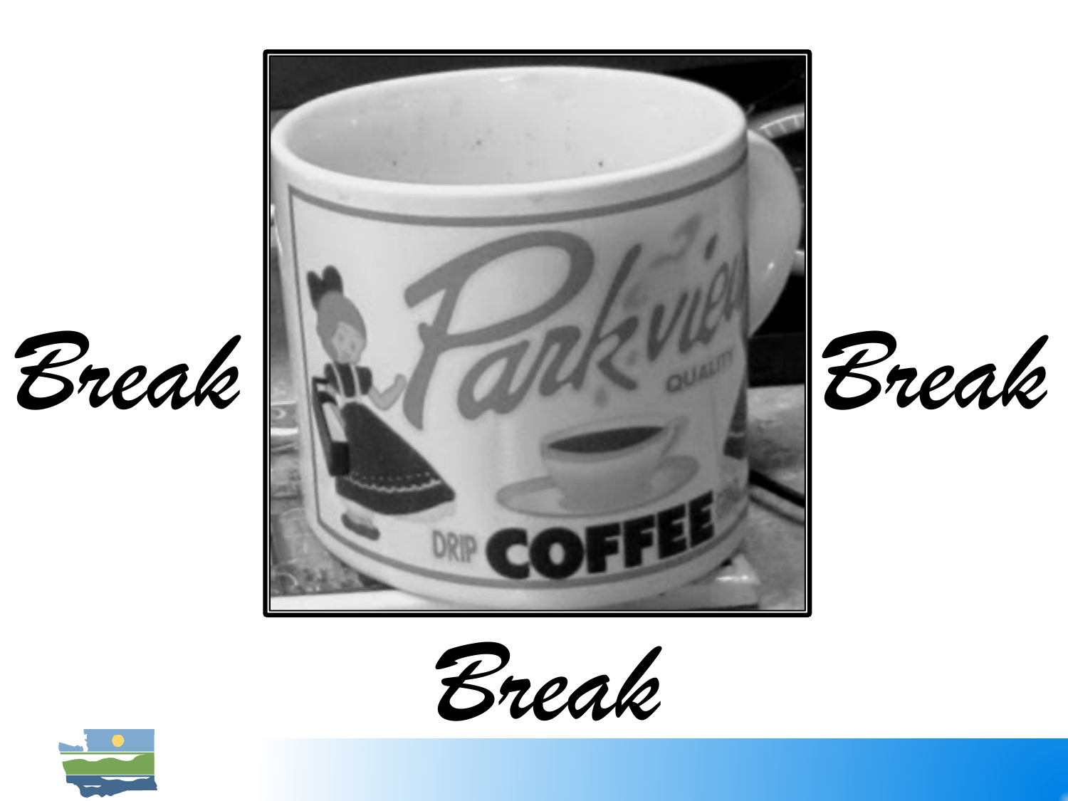*Break*

*Break*

*Break*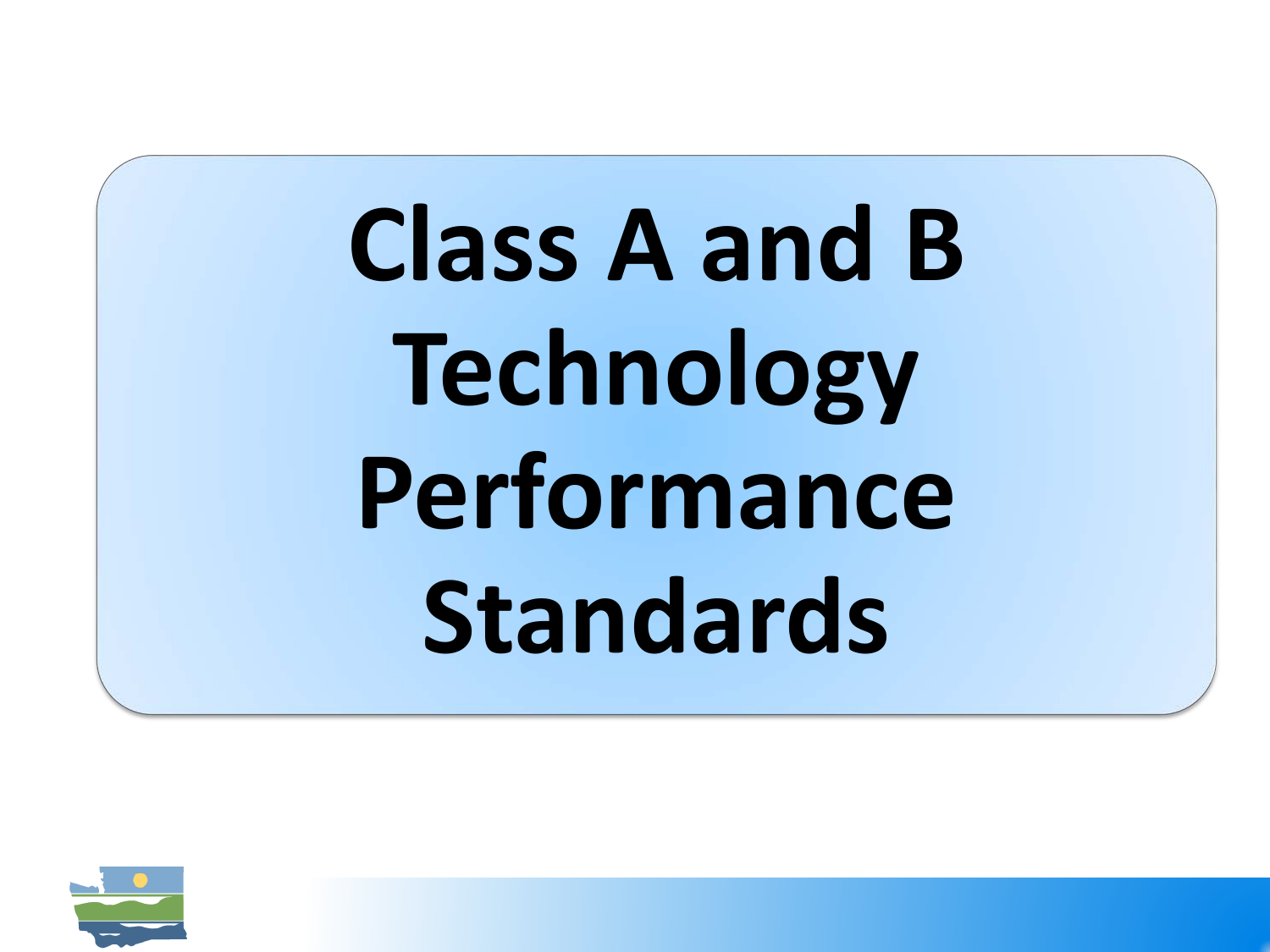# Class A and B Technology Performance Standards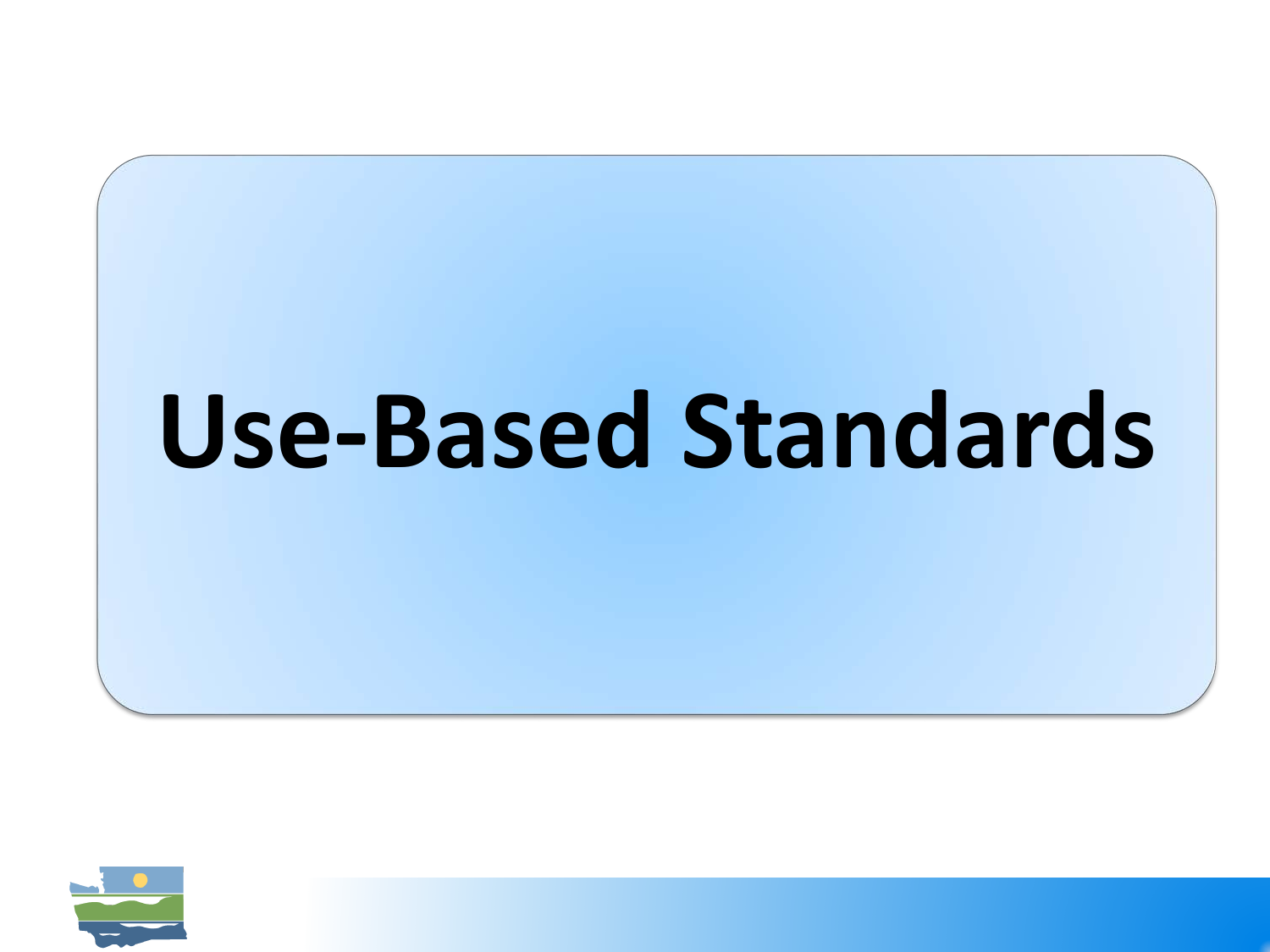# Use-Based Standards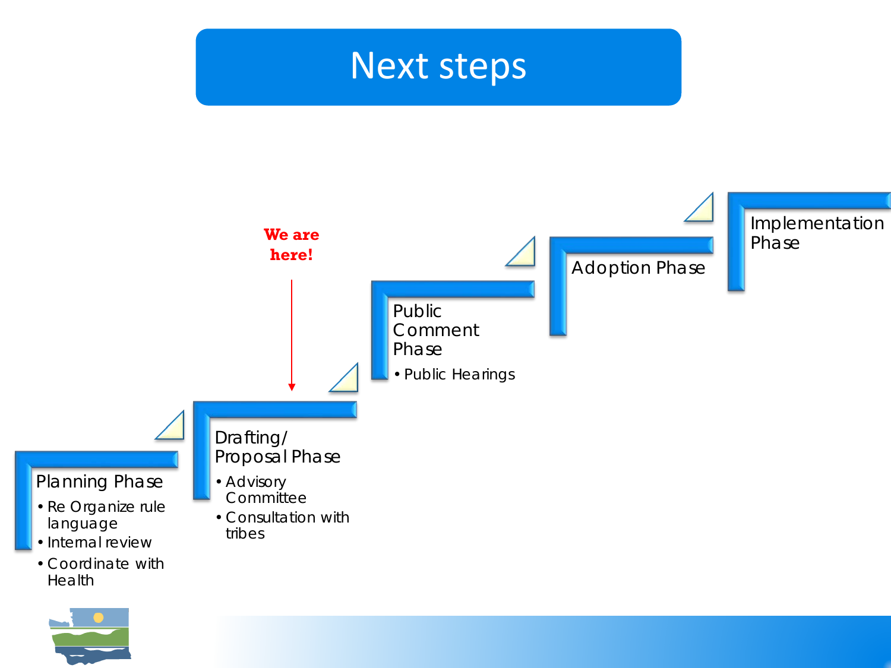# Next steps

**We are here!** (Drafting/Proposal Phase)

- **Planning Phase**
  - Re Organize rule language
  - Internal review
  - Coordinate with Health
- **Drafting/ Proposal Phase**
  - Advisory Committee
  - Consultation with tribes
- **Public Comment Phase**
  - Public Hearings
- **Adoption Phase**
- **Implementation Phase**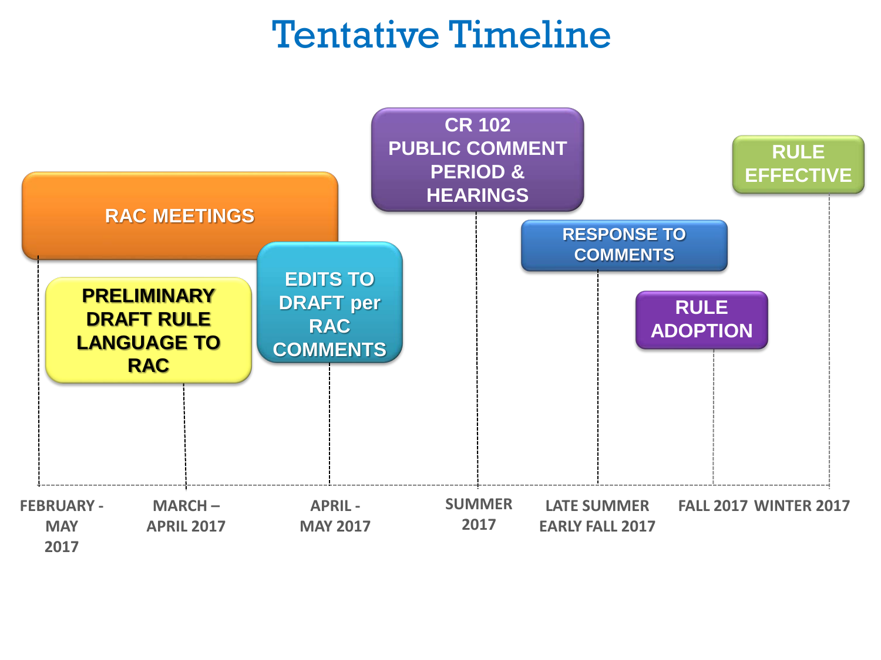# Tentative Timeline

| Timeframe | Activity |
| --- | --- |
| FEBRUARY - MAY 2017 | RAC MEETINGS |
| MARCH – APRIL 2017 | PRELIMINARY DRAFT RULE LANGUAGE TO RAC |
| APRIL - MAY 2017 | EDITS TO DRAFT per RAC COMMENTS |
| SUMMER 2017 | CR 102 PUBLIC COMMENT PERIOD & HEARINGS |
| LATE SUMMER EARLY FALL 2017 | RESPONSE TO COMMENTS |
| FALL 2017 | RULE ADOPTION |
| WINTER 2017 | RULE EFFECTIVE |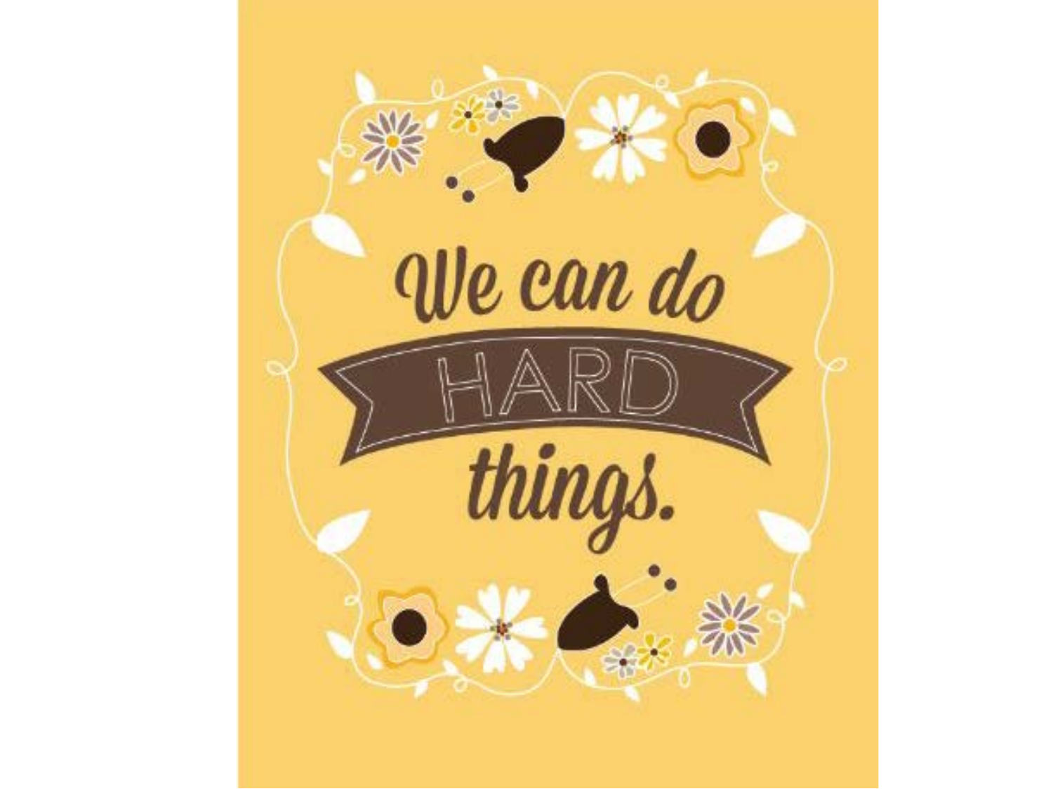We can do

HARD

things.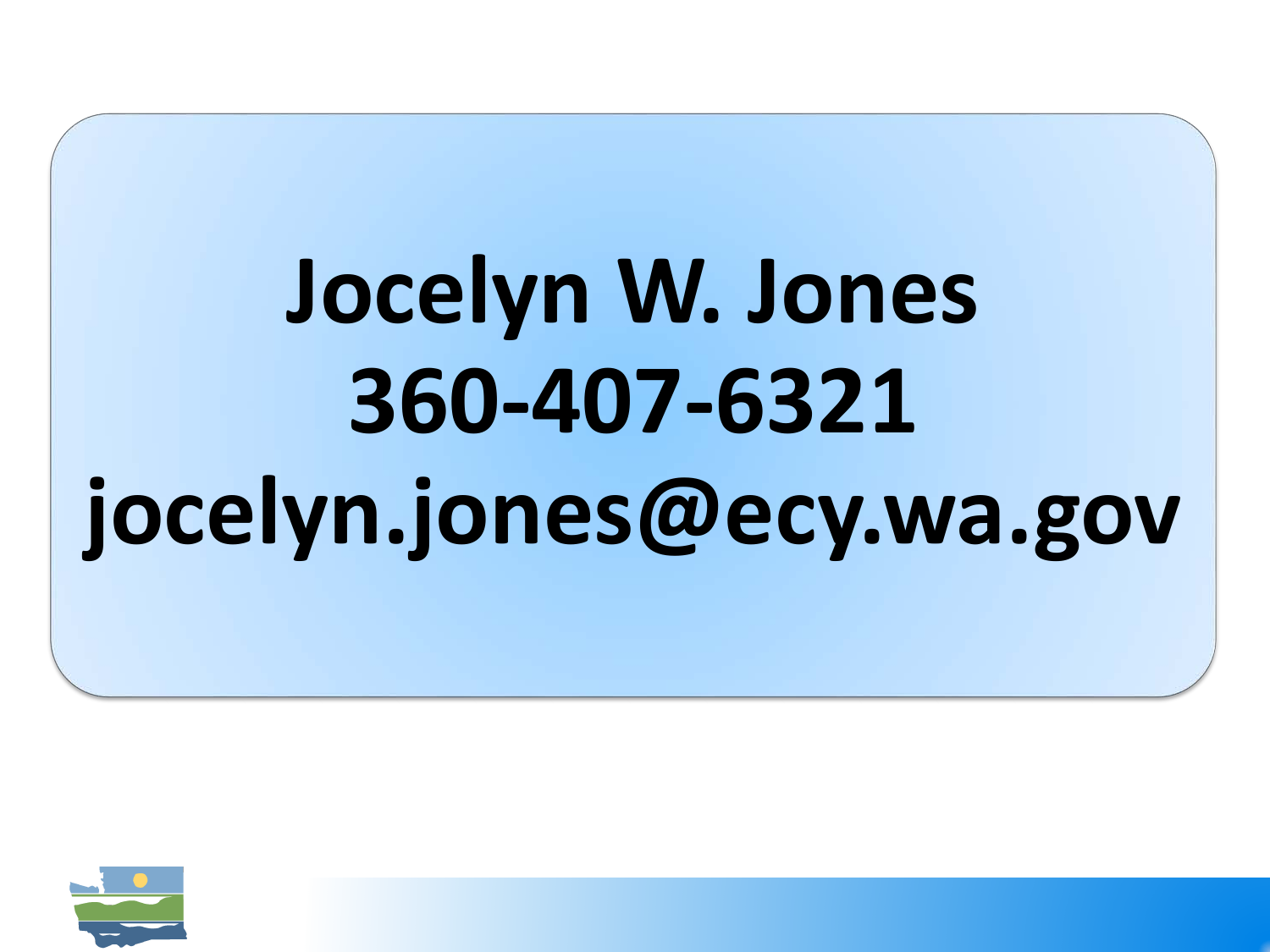**Jocelyn W. Jones**

**360-407-6321**

**jocelyn.jones@ecy.wa.gov**